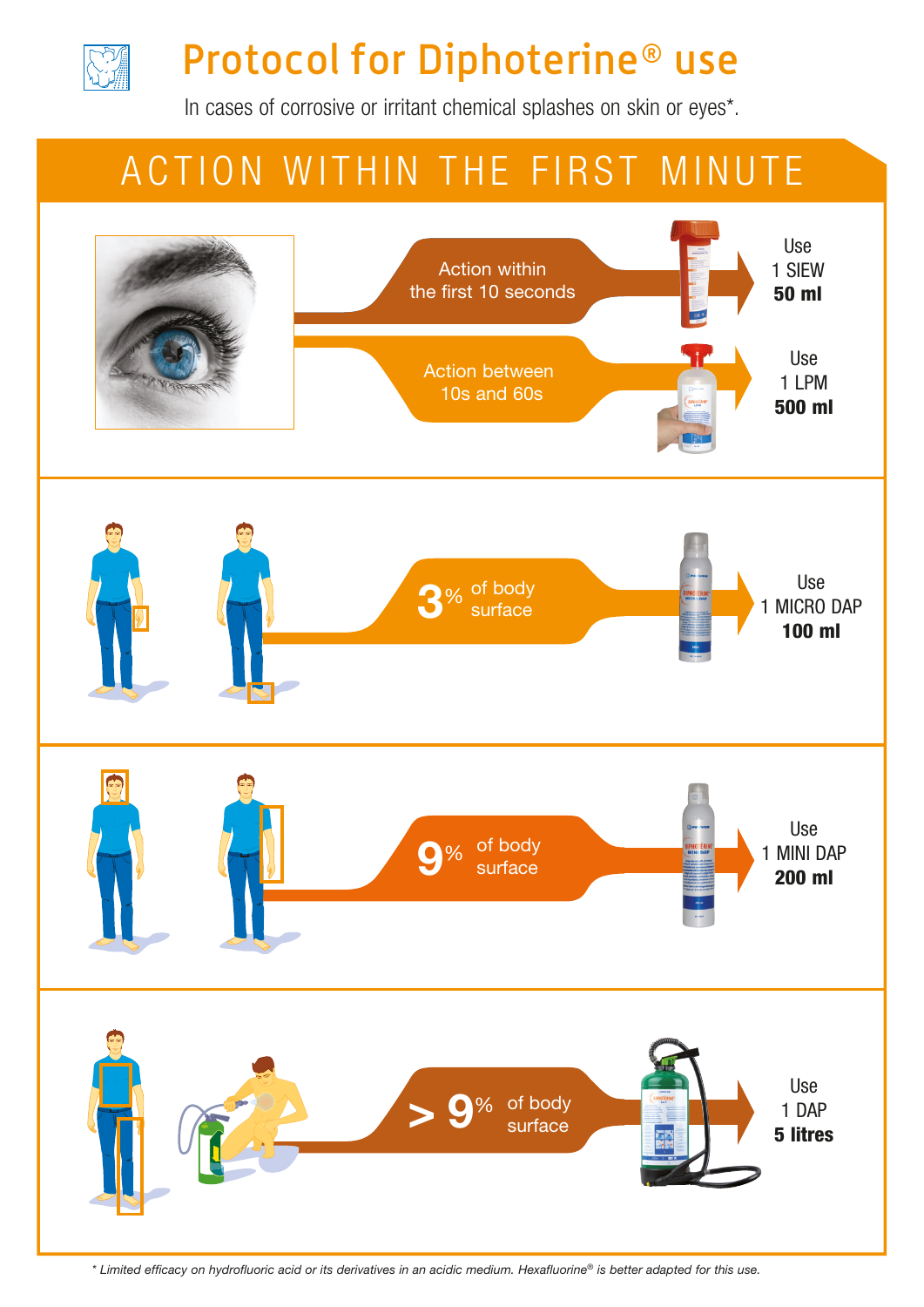# Protocol for Diphoterine® use

In cases of corrosive or irritant chemical splashes on skin or eyes*.

## ACTION WITHIN THE FIRST MINUTE

| Situation | Product |
| --- | --- |
| Eyes: Action within the first 10 seconds | Use 1 SIEW **50 ml** |
| Eyes: Action between 10s and 60s | Use 1 LPM **500 ml** |
| 3% of body surface | Use 1 MICRO DAP **100 ml** |
| 9% of body surface | Use 1 MINI DAP **200 ml** |
| > 9% of body surface | Use 1 DAP **5 litres** |

*\* Limited efficacy on hydrofluoric acid or its derivatives in an acidic medium. Hexafluorine® is better adapted for this use.*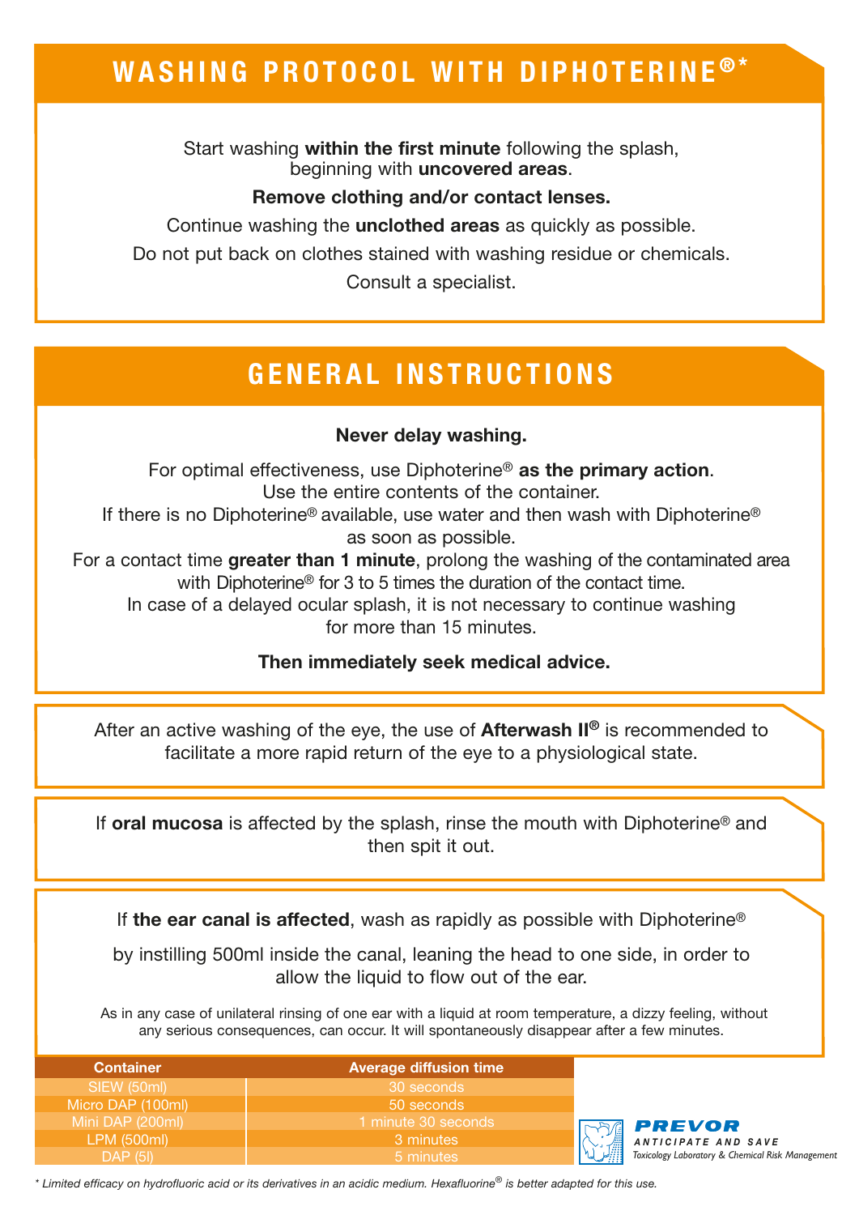## WASHING PROTOCOL WITH DIPHOTERINE®*

Start washing **within the first minute** following the splash, beginning with **uncovered areas**.

**Remove clothing and/or contact lenses.**

Continue washing the **unclothed areas** as quickly as possible.

Do not put back on clothes stained with washing residue or chemicals.

Consult a specialist.

## GENERAL INSTRUCTIONS

**Never delay washing.**

For optimal effectiveness, use Diphoterine® **as the primary action**.
Use the entire contents of the container.
If there is no Diphoterine® available, use water and then wash with Diphoterine® as soon as possible.
For a contact time **greater than 1 minute**, prolong the washing of the contaminated area with Diphoterine® for 3 to 5 times the duration of the contact time.
In case of a delayed ocular splash, it is not necessary to continue washing for more than 15 minutes.

**Then immediately seek medical advice.**

After an active washing of the eye, the use of **Afterwash II®** is recommended to facilitate a more rapid return of the eye to a physiological state.

If **oral mucosa** is affected by the splash, rinse the mouth with Diphoterine® and then spit it out.

If **the ear canal is affected**, wash as rapidly as possible with Diphoterine®

by instilling 500ml inside the canal, leaning the head to one side, in order to allow the liquid to flow out of the ear.

As in any case of unilateral rinsing of one ear with a liquid at room temperature, a dizzy feeling, without any serious consequences, can occur. It will spontaneously disappear after a few minutes.

| Container | Average diffusion time |
|---|---|
| SIEW (50ml) | 30 seconds |
| Micro DAP (100ml) | 50 seconds |
| Mini DAP (200ml) | 1 minute 30 seconds |
| LPM (500ml) | 3 minutes |
| DAP (5l) | 5 minutes |

**PREVOR**
ANTICIPATE AND SAVE
Toxicology Laboratory & Chemical Risk Management

*\* Limited efficacy on hydrofluoric acid or its derivatives in an acidic medium. Hexafluorine® is better adapted for this use.*